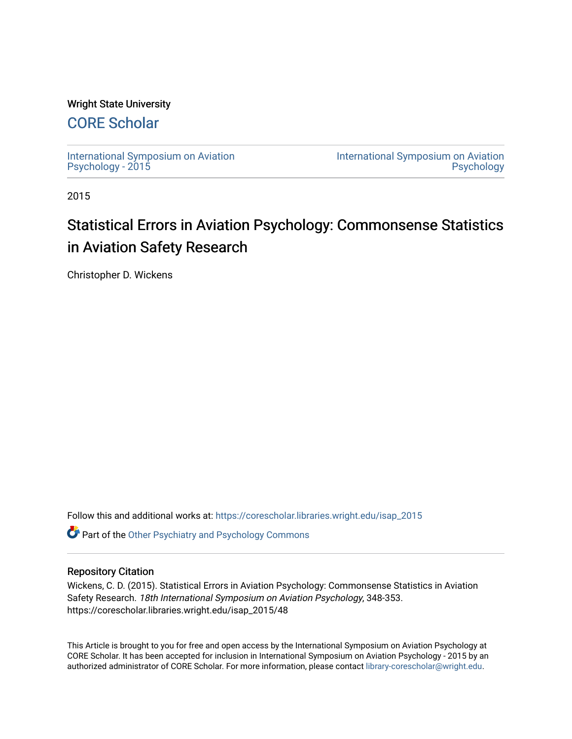Wright State University

## CORE Scholar

International Symposium on Aviation Psychology - 2015

International Symposium on Aviation Psychology

2015

# Statistical Errors in Aviation Psychology: Commonsense Statistics in Aviation Safety Research

Christopher D. Wickens

Follow this and additional works at: https://corescholar.libraries.wright.edu/isap_2015

Part of the Other Psychiatry and Psychology Commons

### Repository Citation

Wickens, C. D. (2015). Statistical Errors in Aviation Psychology: Commonsense Statistics in Aviation Safety Research. *18th International Symposium on Aviation Psychology*, 348-353. https://corescholar.libraries.wright.edu/isap_2015/48

This Article is brought to you for free and open access by the International Symposium on Aviation Psychology at CORE Scholar. It has been accepted for inclusion in International Symposium on Aviation Psychology - 2015 by an authorized administrator of CORE Scholar. For more information, please contact library-corescholar@wright.edu.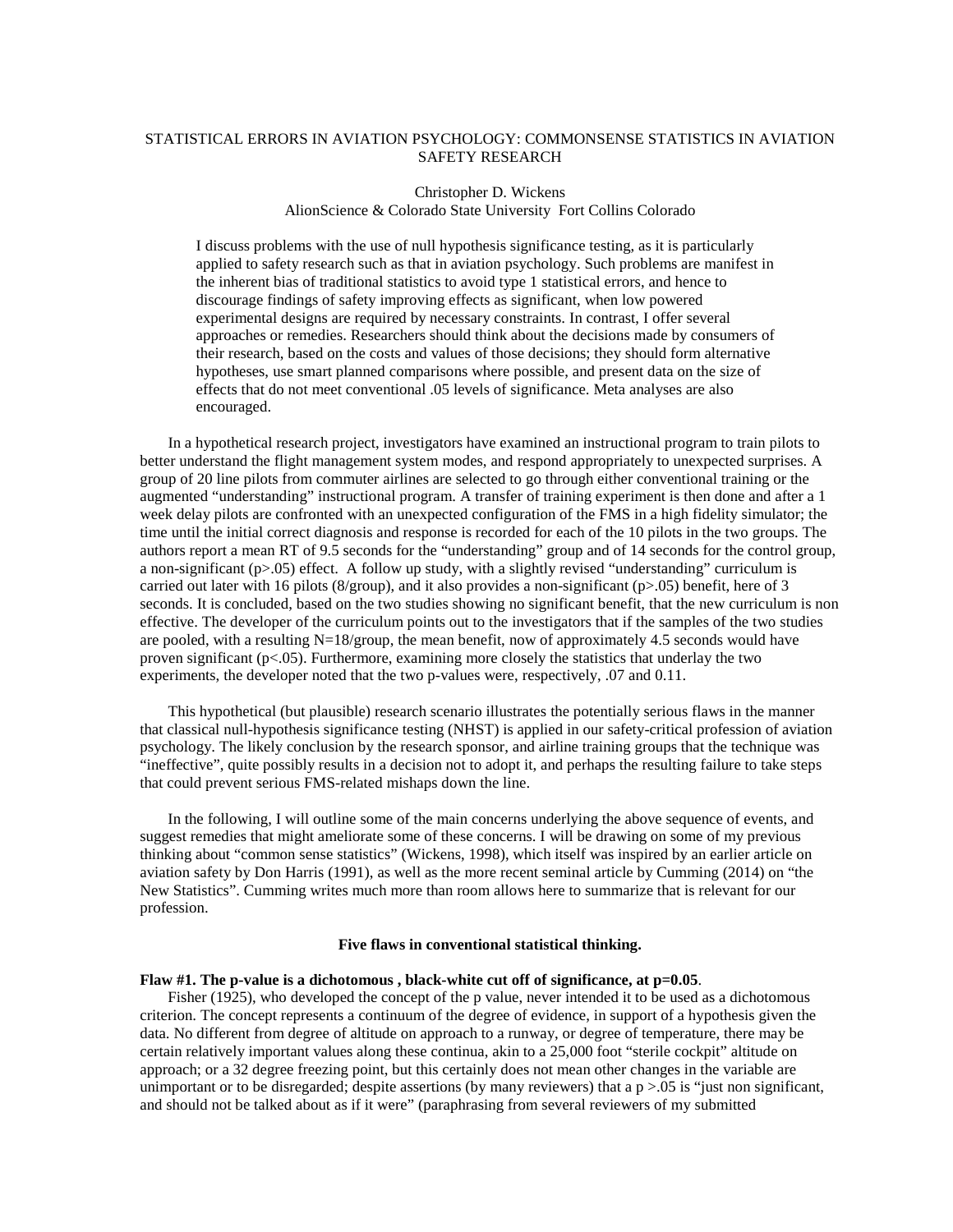# STATISTICAL ERRORS IN AVIATION PSYCHOLOGY: COMMONSENSE STATISTICS IN AVIATION SAFETY RESEARCH

Christopher D. Wickens
AlionScience & Colorado State University Fort Collins Colorado

I discuss problems with the use of null hypothesis significance testing, as it is particularly applied to safety research such as that in aviation psychology. Such problems are manifest in the inherent bias of traditional statistics to avoid type 1 statistical errors, and hence to discourage findings of safety improving effects as significant, when low powered experimental designs are required by necessary constraints. In contrast, I offer several approaches or remedies. Researchers should think about the decisions made by consumers of their research, based on the costs and values of those decisions; they should form alternative hypotheses, use smart planned comparisons where possible, and present data on the size of effects that do not meet conventional .05 levels of significance. Meta analyses are also encouraged.

In a hypothetical research project, investigators have examined an instructional program to train pilots to better understand the flight management system modes, and respond appropriately to unexpected surprises. A group of 20 line pilots from commuter airlines are selected to go through either conventional training or the augmented "understanding" instructional program. A transfer of training experiment is then done and after a 1 week delay pilots are confronted with an unexpected configuration of the FMS in a high fidelity simulator; the time until the initial correct diagnosis and response is recorded for each of the 10 pilots in the two groups. The authors report a mean RT of 9.5 seconds for the "understanding" group and of 14 seconds for the control group, a non-significant ($p>.05$) effect. A follow up study, with a slightly revised "understanding" curriculum is carried out later with 16 pilots (8/group), and it also provides a non-significant ($p>.05$) benefit, here of 3 seconds. It is concluded, based on the two studies showing no significant benefit, that the new curriculum is non effective. The developer of the curriculum points out to the investigators that if the samples of the two studies are pooled, with a resulting N=18/group, the mean benefit, now of approximately 4.5 seconds would have proven significant ($p<.05$). Furthermore, examining more closely the statistics that underlay the two experiments, the developer noted that the two p-values were, respectively, .07 and 0.11.

This hypothetical (but plausible) research scenario illustrates the potentially serious flaws in the manner that classical null-hypothesis significance testing (NHST) is applied in our safety-critical profession of aviation psychology. The likely conclusion by the research sponsor, and airline training groups that the technique was "ineffective", quite possibly results in a decision not to adopt it, and perhaps the resulting failure to take steps that could prevent serious FMS-related mishaps down the line.

In the following, I will outline some of the main concerns underlying the above sequence of events, and suggest remedies that might ameliorate some of these concerns. I will be drawing on some of my previous thinking about "common sense statistics" (Wickens, 1998), which itself was inspired by an earlier article on aviation safety by Don Harris (1991), as well as the more recent seminal article by Cumming (2014) on "the New Statistics". Cumming writes much more than room allows here to summarize that is relevant for our profession.

## Five flaws in conventional statistical thinking.

**Flaw #1. The p-value is a dichotomous , black-white cut off of significance, at p=0.05**.

Fisher (1925), who developed the concept of the p value, never intended it to be used as a dichotomous criterion. The concept represents a continuum of the degree of evidence, in support of a hypothesis given the data. No different from degree of altitude on approach to a runway, or degree of temperature, there may be certain relatively important values along these continua, akin to a 25,000 foot "sterile cockpit" altitude on approach; or a 32 degree freezing point, but this certainly does not mean other changes in the variable are unimportant or to be disregarded; despite assertions (by many reviewers) that a $p >.05$ is "just non significant, and should not be talked about as if it were" (paraphrasing from several reviewers of my submitted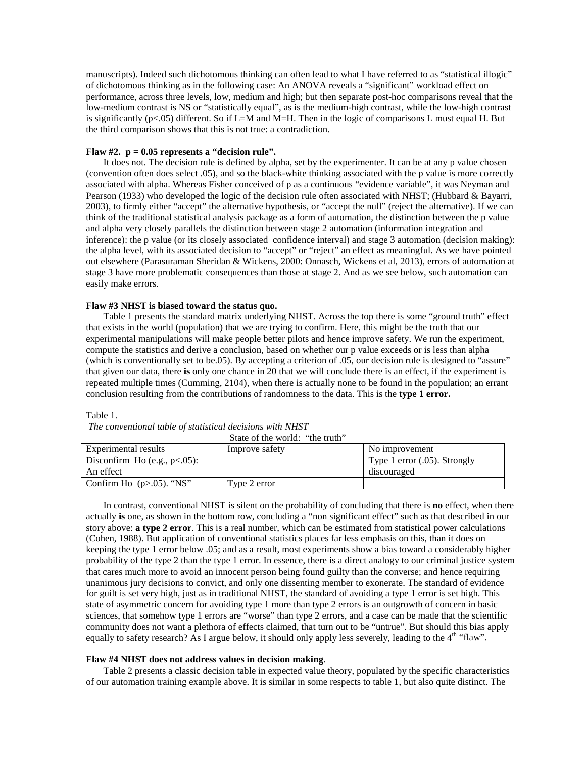manuscripts). Indeed such dichotomous thinking can often lead to what I have referred to as "statistical illogic" of dichotomous thinking as in the following case: An ANOVA reveals a "significant" workload effect on performance, across three levels, low, medium and high; but then separate post-hoc comparisons reveal that the low-medium contrast is NS or "statistically equal", as is the medium-high contrast, while the low-high contrast is significantly ($p<.05$) different. So if L=M and M=H. Then in the logic of comparisons L must equal H. But the third comparison shows that this is not true: a contradiction.

**Flaw #2. p = 0.05 represents a "decision rule".**

It does not. The decision rule is defined by alpha, set by the experimenter. It can be at any p value chosen (convention often does select .05), and so the black-white thinking associated with the p value is more correctly associated with alpha. Whereas Fisher conceived of p as a continuous "evidence variable", it was Neyman and Pearson (1933) who developed the logic of the decision rule often associated with NHST; (Hubbard & Bayarri, 2003), to firmly either "accept" the alternative hypothesis, or "accept the null" (reject the alternative). If we can think of the traditional statistical analysis package as a form of automation, the distinction between the p value and alpha very closely parallels the distinction between stage 2 automation (information integration and inference): the p value (or its closely associated confidence interval) and stage 3 automation (decision making): the alpha level, with its associated decision to "accept" or "reject" an effect as meaningful. As we have pointed out elsewhere (Parasuraman Sheridan & Wickens, 2000: Onnasch, Wickens et al, 2013), errors of automation at stage 3 have more problematic consequences than those at stage 2. And as we see below, such automation can easily make errors.

**Flaw #3 NHST is biased toward the status quo.**

Table 1 presents the standard matrix underlying NHST. Across the top there is some "ground truth" effect that exists in the world (population) that we are trying to confirm. Here, this might be the truth that our experimental manipulations will make people better pilots and hence improve safety. We run the experiment, compute the statistics and derive a conclusion, based on whether our p value exceeds or is less than alpha (which is conventionally set to be.05). By accepting a criterion of .05, our decision rule is designed to "assure" that given our data, there **is** only one chance in 20 that we will conclude there is an effect, if the experiment is repeated multiple times (Cumming, 2104), when there is actually none to be found in the population; an errant conclusion resulting from the contributions of randomness to the data. This is the **type 1 error.**

Table 1.
*The conventional table of statistical decisions with NHST*

| | State of the world: "the truth" | |
|---|---|---|
| Experimental results | Improve safety | No improvement |
| Disconfirm Ho (e.g., $p<.05$): An effect | | Type 1 error (.05). Strongly discouraged |
| Confirm Ho ($p>.05$). "NS" | Type 2 error | |

In contrast, conventional NHST is silent on the probability of concluding that there is **no** effect, when there actually **is** one, as shown in the bottom row, concluding a "non significant effect" such as that described in our story above: **a type 2 error**. This is a real number, which can be estimated from statistical power calculations (Cohen, 1988). But application of conventional statistics places far less emphasis on this, than it does on keeping the type 1 error below .05; and as a result, most experiments show a bias toward a considerably higher probability of the type 2 than the type 1 error. In essence, there is a direct analogy to our criminal justice system that cares much more to avoid an innocent person being found guilty than the converse; and hence requiring unanimous jury decisions to convict, and only one dissenting member to exonerate. The standard of evidence for guilt is set very high, just as in traditional NHST, the standard of avoiding a type 1 error is set high. This state of asymmetric concern for avoiding type 1 more than type 2 errors is an outgrowth of concern in basic sciences, that somehow type 1 errors are "worse" than type 2 errors, and a case can be made that the scientific community does not want a plethora of effects claimed, that turn out to be "untrue". But should this bias apply equally to safety research? As I argue below, it should only apply less severely, leading to the 4th "flaw".

**Flaw #4 NHST does not address values in decision making**.

Table 2 presents a classic decision table in expected value theory, populated by the specific characteristics of our automation training example above. It is similar in some respects to table 1, but also quite distinct. The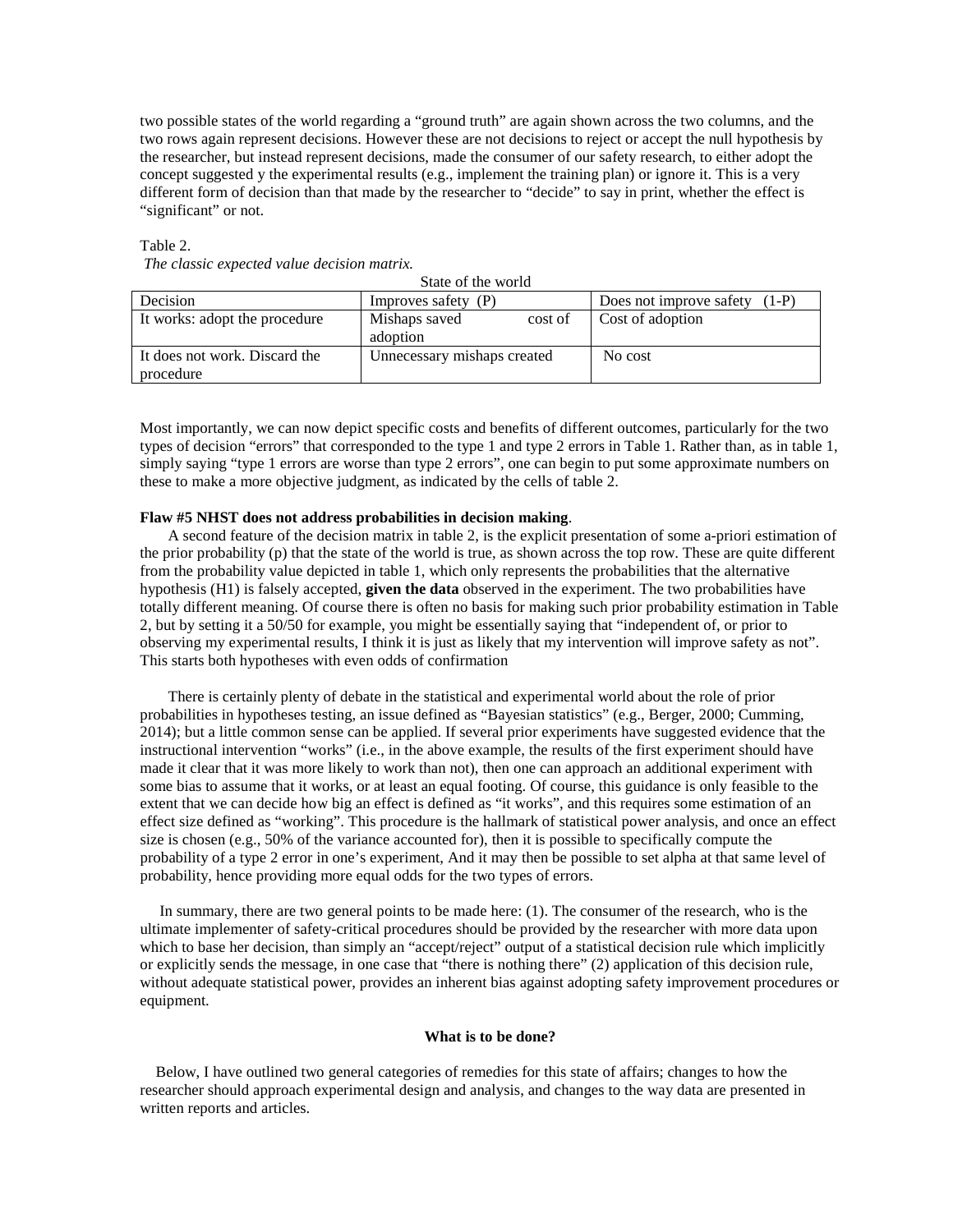two possible states of the world regarding a "ground truth" are again shown across the two columns, and the two rows again represent decisions. However these are not decisions to reject or accept the null hypothesis by the researcher, but instead represent decisions, made the consumer of our safety research, to either adopt the concept suggested y the experimental results (e.g., implement the training plan) or ignore it. This is a very different form of decision than that made by the researcher to "decide" to say in print, whether the effect is "significant" or not.

Table 2.

*The classic expected value decision matrix.*

| | State of the world | |
|---|---|---|
| Decision | Improves safety (P) | Does not improve safety (1-P) |
| It works: adopt the procedure | Mishaps saved cost of adoption | Cost of adoption |
| It does not work. Discard the procedure | Unnecessary mishaps created | No cost |

Most importantly, we can now depict specific costs and benefits of different outcomes, particularly for the two types of decision "errors" that corresponded to the type 1 and type 2 errors in Table 1. Rather than, as in table 1, simply saying "type 1 errors are worse than type 2 errors", one can begin to put some approximate numbers on these to make a more objective judgment, as indicated by the cells of table 2.

**Flaw #5 NHST does not address probabilities in decision making**.

A second feature of the decision matrix in table 2, is the explicit presentation of some a-priori estimation of the prior probability (p) that the state of the world is true, as shown across the top row. These are quite different from the probability value depicted in table 1, which only represents the probabilities that the alternative hypothesis (H1) is falsely accepted, **given the data** observed in the experiment. The two probabilities have totally different meaning. Of course there is often no basis for making such prior probability estimation in Table 2, but by setting it a 50/50 for example, you might be essentially saying that "independent of, or prior to observing my experimental results, I think it is just as likely that my intervention will improve safety as not". This starts both hypotheses with even odds of confirmation

There is certainly plenty of debate in the statistical and experimental world about the role of prior probabilities in hypotheses testing, an issue defined as "Bayesian statistics" (e.g., Berger, 2000; Cumming, 2014); but a little common sense can be applied. If several prior experiments have suggested evidence that the instructional intervention "works" (i.e., in the above example, the results of the first experiment should have made it clear that it was more likely to work than not), then one can approach an additional experiment with some bias to assume that it works, or at least an equal footing. Of course, this guidance is only feasible to the extent that we can decide how big an effect is defined as "it works", and this requires some estimation of an effect size defined as "working". This procedure is the hallmark of statistical power analysis, and once an effect size is chosen (e.g., 50% of the variance accounted for), then it is possible to specifically compute the probability of a type 2 error in one's experiment, And it may then be possible to set alpha at that same level of probability, hence providing more equal odds for the two types of errors.

In summary, there are two general points to be made here: (1). The consumer of the research, who is the ultimate implementer of safety-critical procedures should be provided by the researcher with more data upon which to base her decision, than simply an "accept/reject" output of a statistical decision rule which implicitly or explicitly sends the message, in one case that "there is nothing there" (2) application of this decision rule, without adequate statistical power, provides an inherent bias against adopting safety improvement procedures or equipment.

**What is to be done?**

Below, I have outlined two general categories of remedies for this state of affairs; changes to how the researcher should approach experimental design and analysis, and changes to the way data are presented in written reports and articles.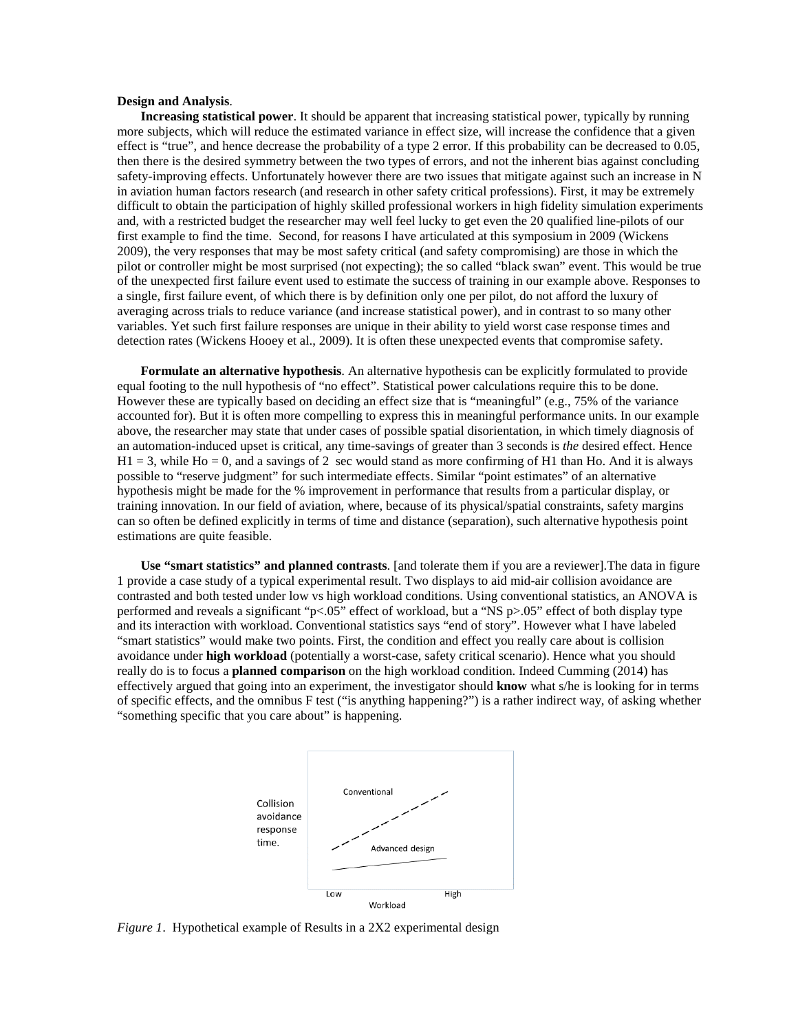**Design and Analysis**.

**Increasing statistical power**. It should be apparent that increasing statistical power, typically by running more subjects, which will reduce the estimated variance in effect size, will increase the confidence that a given effect is "true", and hence decrease the probability of a type 2 error. If this probability can be decreased to 0.05, then there is the desired symmetry between the two types of errors, and not the inherent bias against concluding safety-improving effects. Unfortunately however there are two issues that mitigate against such an increase in N in aviation human factors research (and research in other safety critical professions). First, it may be extremely difficult to obtain the participation of highly skilled professional workers in high fidelity simulation experiments and, with a restricted budget the researcher may well feel lucky to get even the 20 qualified line-pilots of our first example to find the time. Second, for reasons I have articulated at this symposium in 2009 (Wickens 2009), the very responses that may be most safety critical (and safety compromising) are those in which the pilot or controller might be most surprised (not expecting); the so called "black swan" event. This would be true of the unexpected first failure event used to estimate the success of training in our example above. Responses to a single, first failure event, of which there is by definition only one per pilot, do not afford the luxury of averaging across trials to reduce variance (and increase statistical power), and in contrast to so many other variables. Yet such first failure responses are unique in their ability to yield worst case response times and detection rates (Wickens Hooey et al., 2009). It is often these unexpected events that compromise safety.

**Formulate an alternative hypothesis**. An alternative hypothesis can be explicitly formulated to provide equal footing to the null hypothesis of "no effect". Statistical power calculations require this to be done. However these are typically based on deciding an effect size that is "meaningful" (e.g., 75% of the variance accounted for). But it is often more compelling to express this in meaningful performance units. In our example above, the researcher may state that under cases of possible spatial disorientation, in which timely diagnosis of an automation-induced upset is critical, any time-savings of greater than 3 seconds is *the* desired effect. Hence H1 = 3, while Ho = 0, and a savings of 2 sec would stand as more confirming of H1 than Ho. And it is always possible to "reserve judgment" for such intermediate effects. Similar "point estimates" of an alternative hypothesis might be made for the % improvement in performance that results from a particular display, or training innovation. In our field of aviation, where, because of its physical/spatial constraints, safety margins can so often be defined explicitly in terms of time and distance (separation), such alternative hypothesis point estimations are quite feasible.

**Use "smart statistics" and planned contrasts**. [and tolerate them if you are a reviewer].The data in figure 1 provide a case study of a typical experimental result. Two displays to aid mid-air collision avoidance are contrasted and both tested under low vs high workload conditions. Using conventional statistics, an ANOVA is performed and reveals a significant "$p<.05$" effect of workload, but a "NS $p>.05$" effect of both display type and its interaction with workload. Conventional statistics says "end of story". However what I have labeled "smart statistics" would make two points. First, the condition and effect you really care about is collision avoidance under **high workload** (potentially a worst-case, safety critical scenario). Hence what you should really do is to focus a **planned comparison** on the high workload condition. Indeed Cumming (2014) has effectively argued that going into an experiment, the investigator should **know** what s/he is looking for in terms of specific effects, and the omnibus F test ("is anything happening?") is a rather indirect way, of asking whether "something specific that you care about" is happening.

*Figure 1*. Hypothetical example of Results in a 2X2 experimental design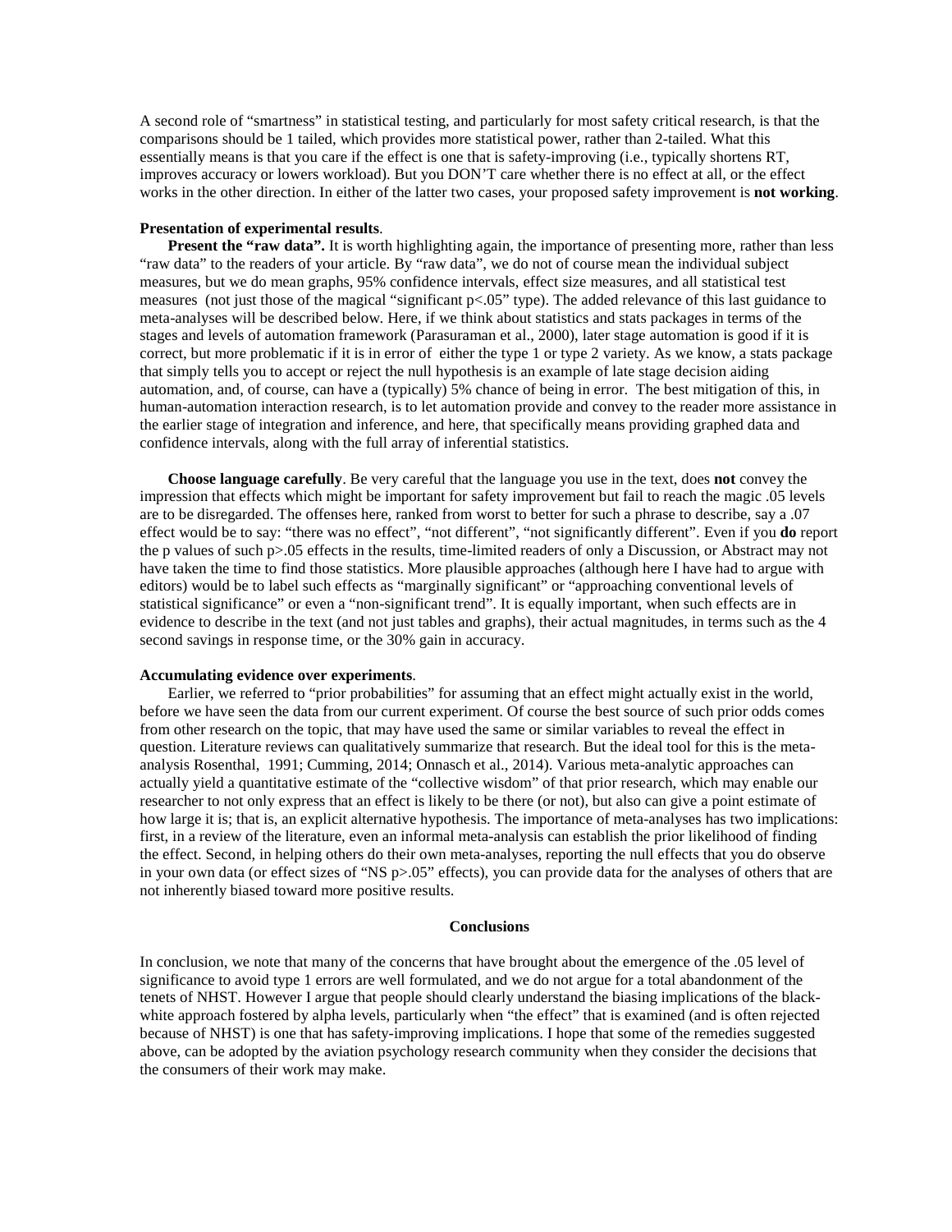A second role of "smartness" in statistical testing, and particularly for most safety critical research, is that the comparisons should be 1 tailed, which provides more statistical power, rather than 2-tailed. What this essentially means is that you care if the effect is one that is safety-improving (i.e., typically shortens RT, improves accuracy or lowers workload). But you DON'T care whether there is no effect at all, or the effect works in the other direction. In either of the latter two cases, your proposed safety improvement is **not working**.

**Presentation of experimental results**.

**Present the "raw data".** It is worth highlighting again, the importance of presenting more, rather than less "raw data" to the readers of your article. By "raw data", we do not of course mean the individual subject measures, but we do mean graphs, 95% confidence intervals, effect size measures, and all statistical test measures (not just those of the magical "significant $p<.05$" type). The added relevance of this last guidance to meta-analyses will be described below. Here, if we think about statistics and stats packages in terms of the stages and levels of automation framework (Parasuraman et al., 2000), later stage automation is good if it is correct, but more problematic if it is in error of either the type 1 or type 2 variety. As we know, a stats package that simply tells you to accept or reject the null hypothesis is an example of late stage decision aiding automation, and, of course, can have a (typically) 5% chance of being in error. The best mitigation of this, in human-automation interaction research, is to let automation provide and convey to the reader more assistance in the earlier stage of integration and inference, and here, that specifically means providing graphed data and confidence intervals, along with the full array of inferential statistics.

**Choose language carefully**. Be very careful that the language you use in the text, does **not** convey the impression that effects which might be important for safety improvement but fail to reach the magic .05 levels are to be disregarded. The offenses here, ranked from worst to better for such a phrase to describe, say a .07 effect would be to say: "there was no effect", "not different", "not significantly different". Even if you **do** report the p values of such $p>.05$ effects in the results, time-limited readers of only a Discussion, or Abstract may not have taken the time to find those statistics. More plausible approaches (although here I have had to argue with editors) would be to label such effects as "marginally significant" or "approaching conventional levels of statistical significance" or even a "non-significant trend". It is equally important, when such effects are in evidence to describe in the text (and not just tables and graphs), their actual magnitudes, in terms such as the 4 second savings in response time, or the 30% gain in accuracy.

**Accumulating evidence over experiments**.

Earlier, we referred to "prior probabilities" for assuming that an effect might actually exist in the world, before we have seen the data from our current experiment. Of course the best source of such prior odds comes from other research on the topic, that may have used the same or similar variables to reveal the effect in question. Literature reviews can qualitatively summarize that research. But the ideal tool for this is the meta-analysis Rosenthal, 1991; Cumming, 2014; Onnasch et al., 2014). Various meta-analytic approaches can actually yield a quantitative estimate of the "collective wisdom" of that prior research, which may enable our researcher to not only express that an effect is likely to be there (or not), but also can give a point estimate of how large it is; that is, an explicit alternative hypothesis. The importance of meta-analyses has two implications: first, in a review of the literature, even an informal meta-analysis can establish the prior likelihood of finding the effect. Second, in helping others do their own meta-analyses, reporting the null effects that you do observe in your own data (or effect sizes of "NS $p>.05$" effects), you can provide data for the analyses of others that are not inherently biased toward more positive results.

## Conclusions

In conclusion, we note that many of the concerns that have brought about the emergence of the .05 level of significance to avoid type 1 errors are well formulated, and we do not argue for a total abandonment of the tenets of NHST. However I argue that people should clearly understand the biasing implications of the black-white approach fostered by alpha levels, particularly when "the effect" that is examined (and is often rejected because of NHST) is one that has safety-improving implications. I hope that some of the remedies suggested above, can be adopted by the aviation psychology research community when they consider the decisions that the consumers of their work may make.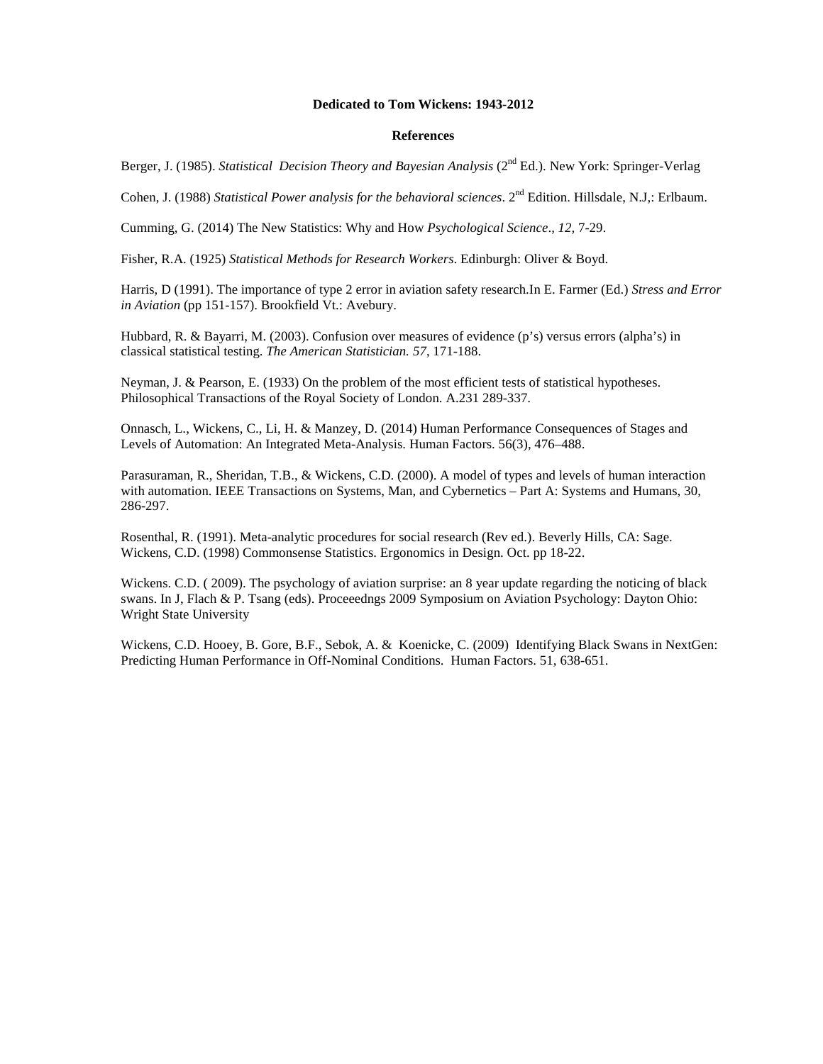**Dedicated to Tom Wickens: 1943-2012**

## References

Berger, J. (1985). *Statistical Decision Theory and Bayesian Analysis* (2nd Ed.). New York: Springer-Verlag

Cohen, J. (1988) *Statistical Power analysis for the behavioral sciences*. 2nd Edition. Hillsdale, N.J,: Erlbaum.

Cumming, G. (2014) The New Statistics: Why and How *Psychological Science*., *12,* 7-29.

Fisher, R.A. (1925) *Statistical Methods for Research Workers*. Edinburgh: Oliver & Boyd.

Harris, D (1991). The importance of type 2 error in aviation safety research.In E. Farmer (Ed.) *Stress and Error in Aviation* (pp 151-157). Brookfield Vt.: Avebury.

Hubbard, R. & Bayarri, M. (2003). Confusion over measures of evidence (p's) versus errors (alpha's) in classical statistical testing. *The American Statistician. 57*, 171-188.

Neyman, J. & Pearson, E. (1933) On the problem of the most efficient tests of statistical hypotheses. Philosophical Transactions of the Royal Society of London. A.231 289-337.

Onnasch, L., Wickens, C., Li, H. & Manzey, D. (2014) Human Performance Consequences of Stages and Levels of Automation: An Integrated Meta-Analysis. Human Factors. 56(3), 476–488.

Parasuraman, R., Sheridan, T.B., & Wickens, C.D. (2000). A model of types and levels of human interaction with automation. IEEE Transactions on Systems, Man, and Cybernetics – Part A: Systems and Humans, 30, 286-297.

Rosenthal, R. (1991). Meta-analytic procedures for social research (Rev ed.). Beverly Hills, CA: Sage.
Wickens, C.D. (1998) Commonsense Statistics. Ergonomics in Design. Oct. pp 18-22.

Wickens. C.D. ( 2009). The psychology of aviation surprise: an 8 year update regarding the noticing of black swans. In J, Flach & P. Tsang (eds). Proceeedngs 2009 Symposium on Aviation Psychology: Dayton Ohio: Wright State University

Wickens, C.D. Hooey, B. Gore, B.F., Sebok, A. & Koenicke, C. (2009) Identifying Black Swans in NextGen: Predicting Human Performance in Off-Nominal Conditions. Human Factors. 51, 638-651.